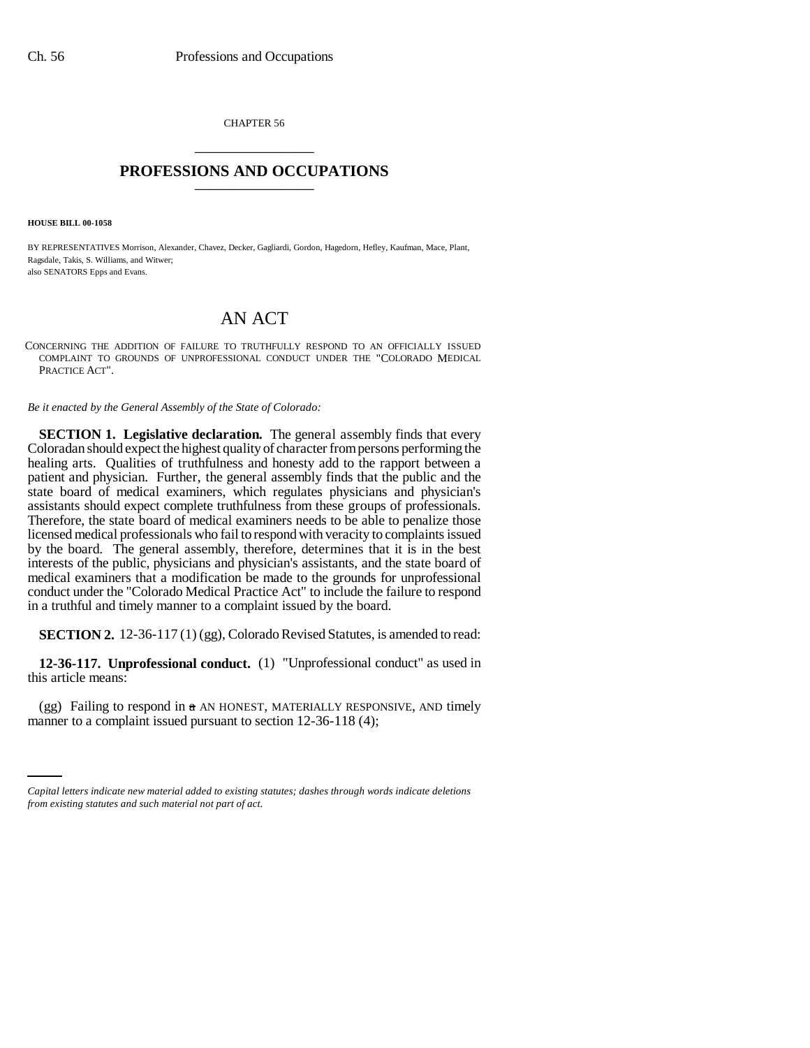CHAPTER 56

# PROFESSIONS AND OCCUPATIONS

**HOUSE BILL 00-1058**

BY REPRESENTATIVES Morrison, Alexander, Chavez, Decker, Gagliardi, Gordon, Hagedorn, Hefley, Kaufman, Mace, Plant, Ragsdale, Takis, S. Williams, and Witwer;
also SENATORS Epps and Evans.

# AN ACT

CONCERNING THE ADDITION OF FAILURE TO TRUTHFULLY RESPOND TO AN OFFICIALLY ISSUED COMPLAINT TO GROUNDS OF UNPROFESSIONAL CONDUCT UNDER THE "COLORADO MEDICAL PRACTICE ACT".

*Be it enacted by the General Assembly of the State of Colorado:*

**SECTION 1. Legislative declaration.** The general assembly finds that every Coloradan should expect the highest quality of character from persons performing the healing arts. Qualities of truthfulness and honesty add to the rapport between a patient and physician. Further, the general assembly finds that the public and the state board of medical examiners, which regulates physicians and physician's assistants should expect complete truthfulness from these groups of professionals. Therefore, the state board of medical examiners needs to be able to penalize those licensed medical professionals who fail to respond with veracity to complaints issued by the board. The general assembly, therefore, determines that it is in the best interests of the public, physicians and physician's assistants, and the state board of medical examiners that a modification be made to the grounds for unprofessional conduct under the "Colorado Medical Practice Act" to include the failure to respond in a truthful and timely manner to a complaint issued by the board.

**SECTION 2.** 12-36-117 (1) (gg), Colorado Revised Statutes, is amended to read:

**12-36-117. Unprofessional conduct.** (1) "Unprofessional conduct" as used in this article means:

(gg) Failing to respond in ~~a~~ AN HONEST, MATERIALLY RESPONSIVE, AND timely manner to a complaint issued pursuant to section 12-36-118 (4);

*Capital letters indicate new material added to existing statutes; dashes through words indicate deletions from existing statutes and such material not part of act.*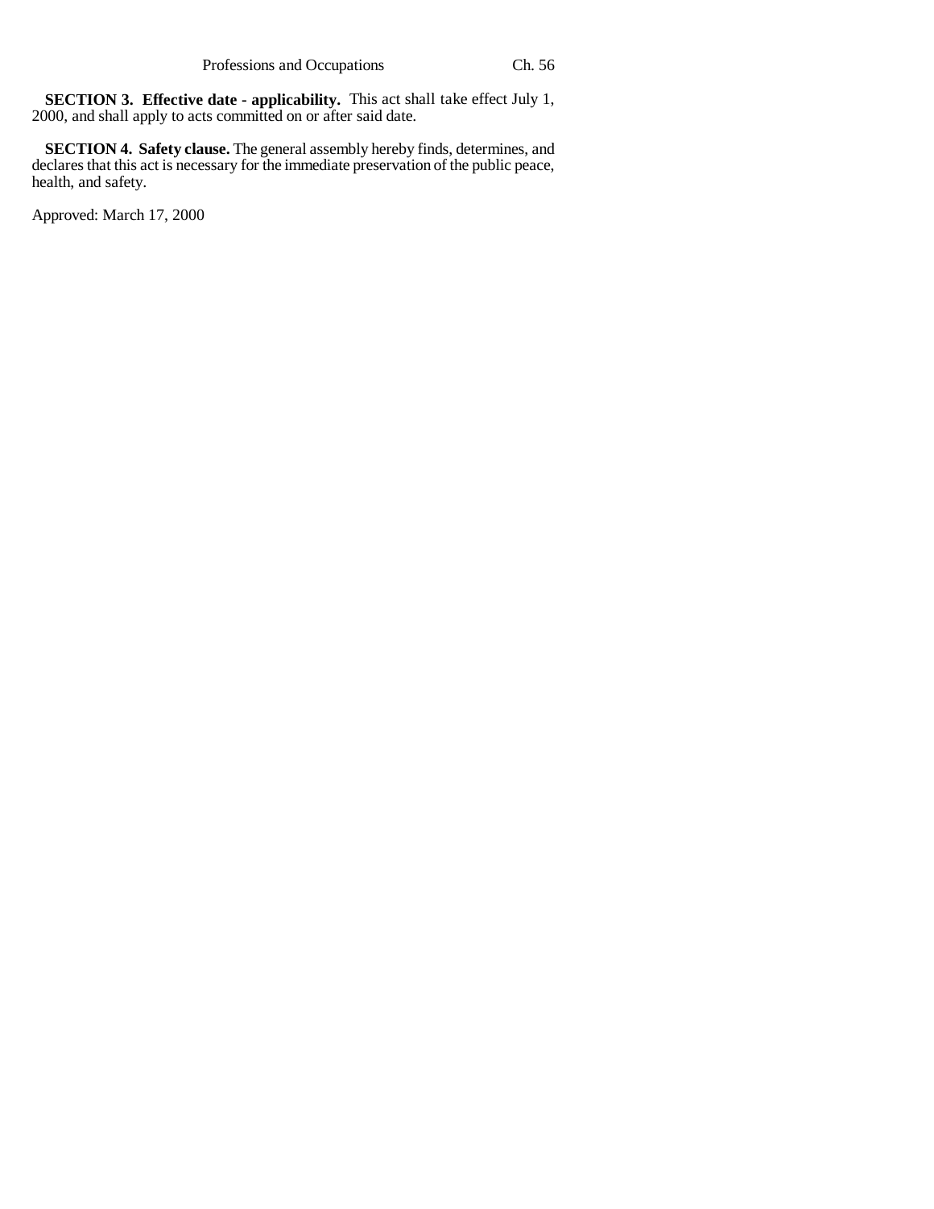**SECTION 3. Effective date - applicability.** This act shall take effect July 1, 2000, and shall apply to acts committed on or after said date.

**SECTION 4. Safety clause.** The general assembly hereby finds, determines, and declares that this act is necessary for the immediate preservation of the public peace, health, and safety.

Approved: March 17, 2000